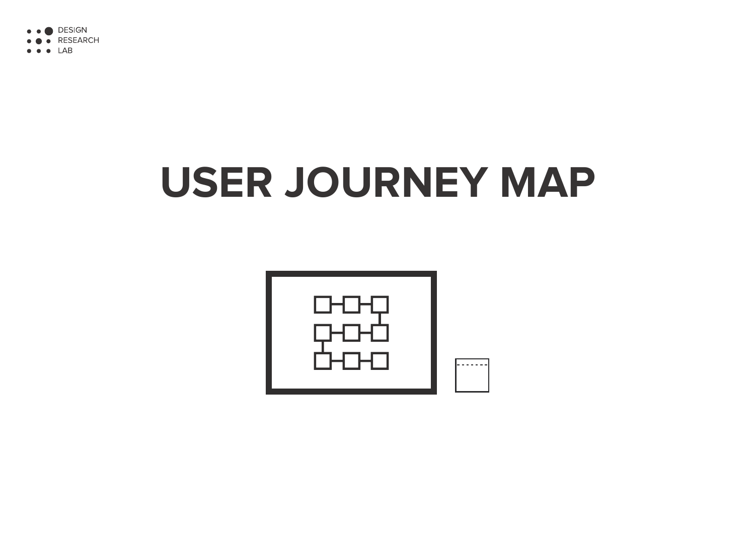DESIGN
RESEARCH
LAB

# USER JOURNEY MAP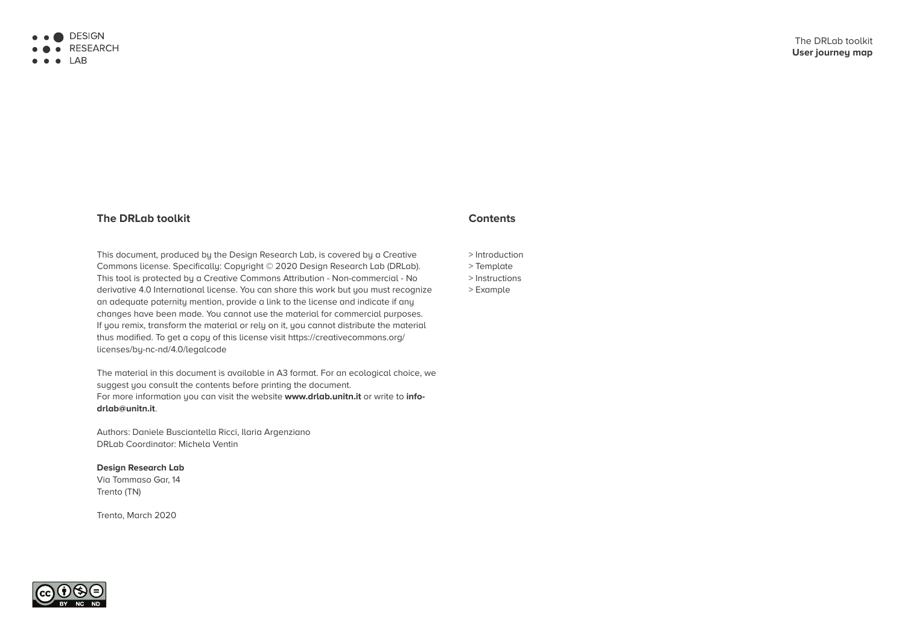## The DRLab toolkit

This document, produced by the Design Research Lab, is covered by a Creative Commons license. Specifically: Copyright © 2020 Design Research Lab (DRLab). This tool is protected by a Creative Commons Attribution - Non-commercial - No derivative 4.0 International license. You can share this work but you must recognize an adequate paternity mention, provide a link to the license and indicate if any changes have been made. You cannot use the material for commercial purposes. If you remix, transform the material or rely on it, you cannot distribute the material thus modified. To get a copy of this license visit https://creativecommons.org/licenses/by-nc-nd/4.0/legalcode

The material in this document is available in A3 format. For an ecological choice, we suggest you consult the contents before printing the document.
For more information you can visit the website **www.drlab.unitn.it** or write to **info-drlab@unitn.it**.

Authors: Daniele Busciantella Ricci, Ilaria Argenziano
DRLab Coordinator: Michela Ventin

**Design Research Lab**
Via Tommaso Gar, 14
Trento (TN)

Trento, March 2020

## Contents

> Introduction
> Template
> Instructions
> Example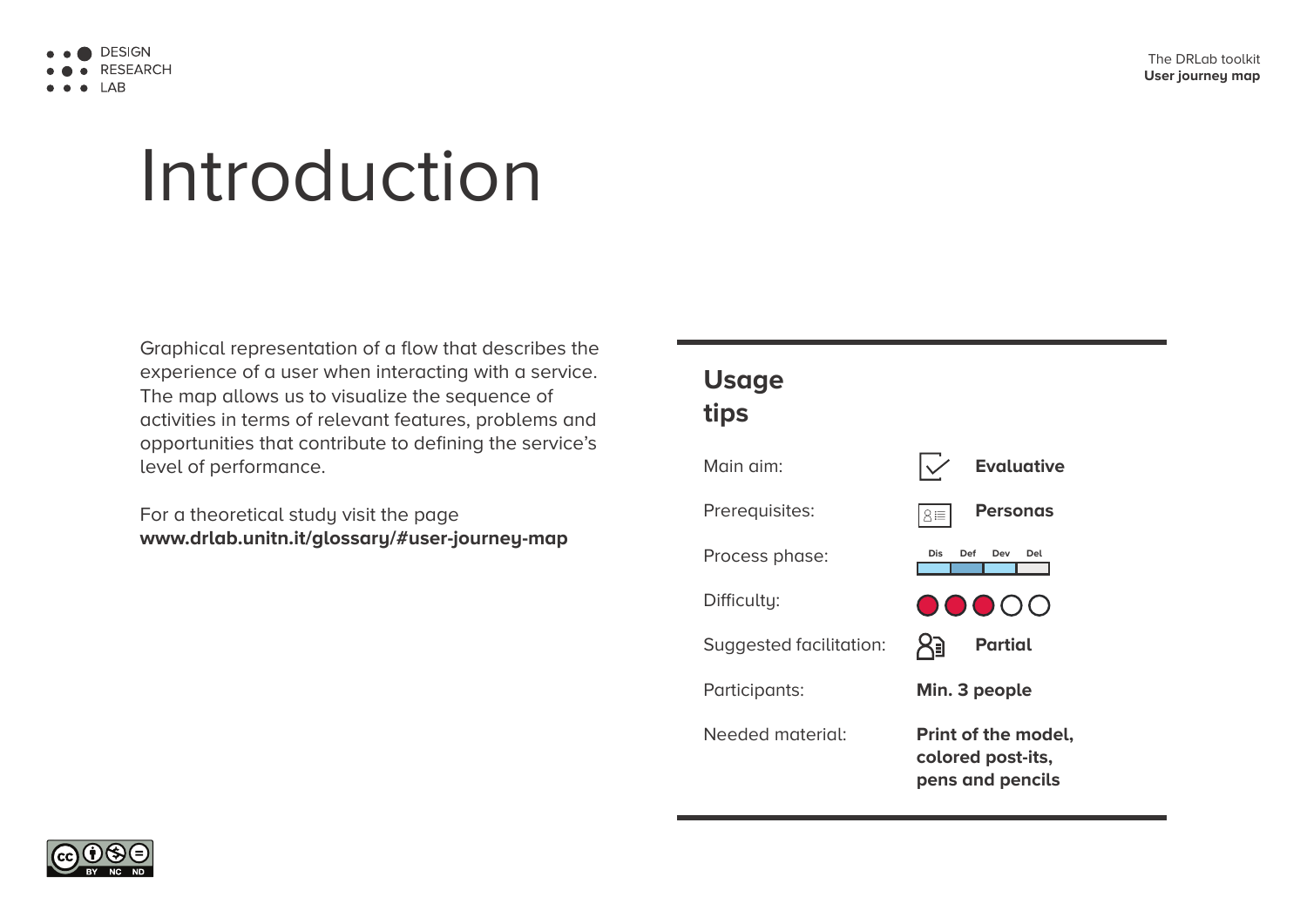# Introduction

Graphical representation of a flow that describes the experience of a user when interacting with a service. The map allows us to visualize the sequence of activities in terms of relevant features, problems and opportunities that contribute to defining the service's level of performance.

For a theoretical study visit the page
**www.drlab.unitn.it/glossary/#user-journey-map**

## Usage tips

| | |
|---|---|
| Main aim: | **Evaluative** |
| Prerequisites: | **Personas** |
| Process phase: | Dis Def Dev Del |
| Difficulty: | ●●●○○ |
| Suggested facilitation: | **Partial** |
| Participants: | **Min. 3 people** |
| Needed material: | **Print of the model, colored post-its, pens and pencils** |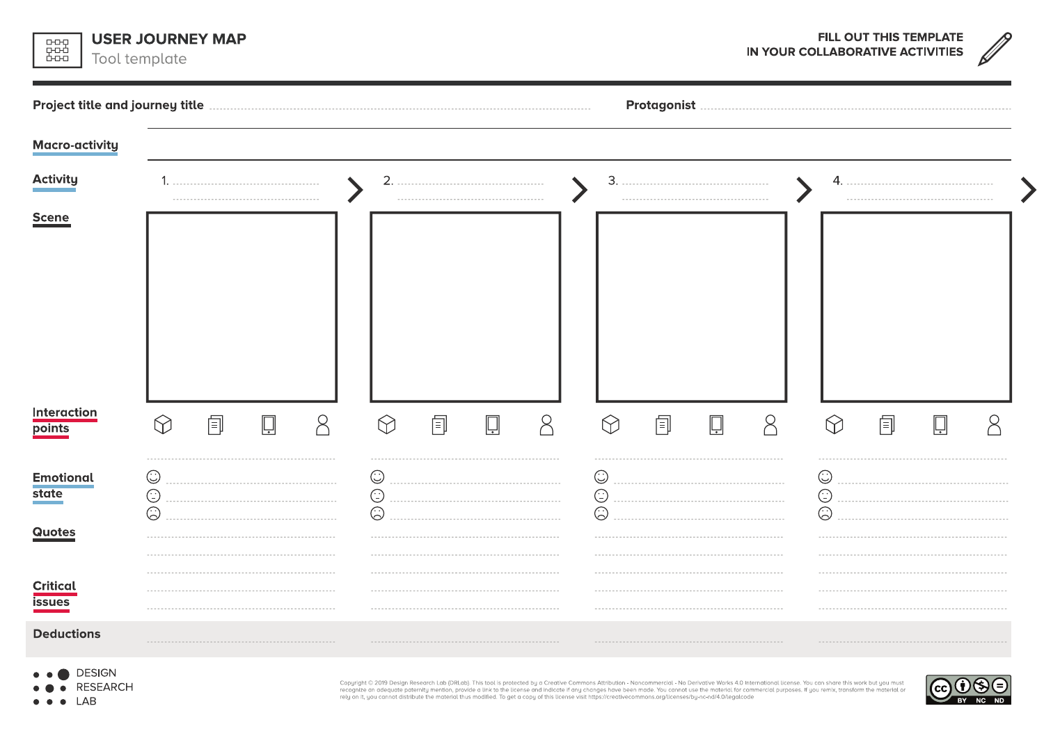# USER JOURNEY MAP

Tool template

**FILL OUT THIS TEMPLATE IN YOUR COLLABORATIVE ACTIVITIES**

---

**Project title and journey title** ..............................................

**Protagonist** ..............................................

**Macro-activity**

| | | | | |
|---|---|---|---|---|
| **Activity** | 1. .............................. | 2. .............................. | 3. .............................. | 4. .............................. |
| **Scene** | | | | |
| **Interaction points** | | | | |
| **Emotional state** | ☺ ..........<br>😐 ..........<br>☹ .......... | ☺ ..........<br>😐 ..........<br>☹ .......... | ☺ ..........<br>😐 ..........<br>☹ .......... | ☺ ..........<br>😐 ..........<br>☹ .......... |
| **Quotes** | | | | |
| **Critical issues** | | | | |
| **Deductions** | | | | |

DESIGN RESEARCH LAB

Copyright © 2019 Design Research Lab (DRLab). This tool is protected by a Creative Commons Attribution - Noncommercial - No Derivative Works 4.0 International license. You can share this work but you must recognize an adequate paternity mention, provide a link to the license and indicate if any changes have been made. You cannot use the material for commercial purposes. If you remix, transform the material or rely on it, you cannot distribute the material thus modified. To get a copy of this license visit https://creativecommons.org/licenses/by-nc-nd/4.0/legalcode

CC BY NC ND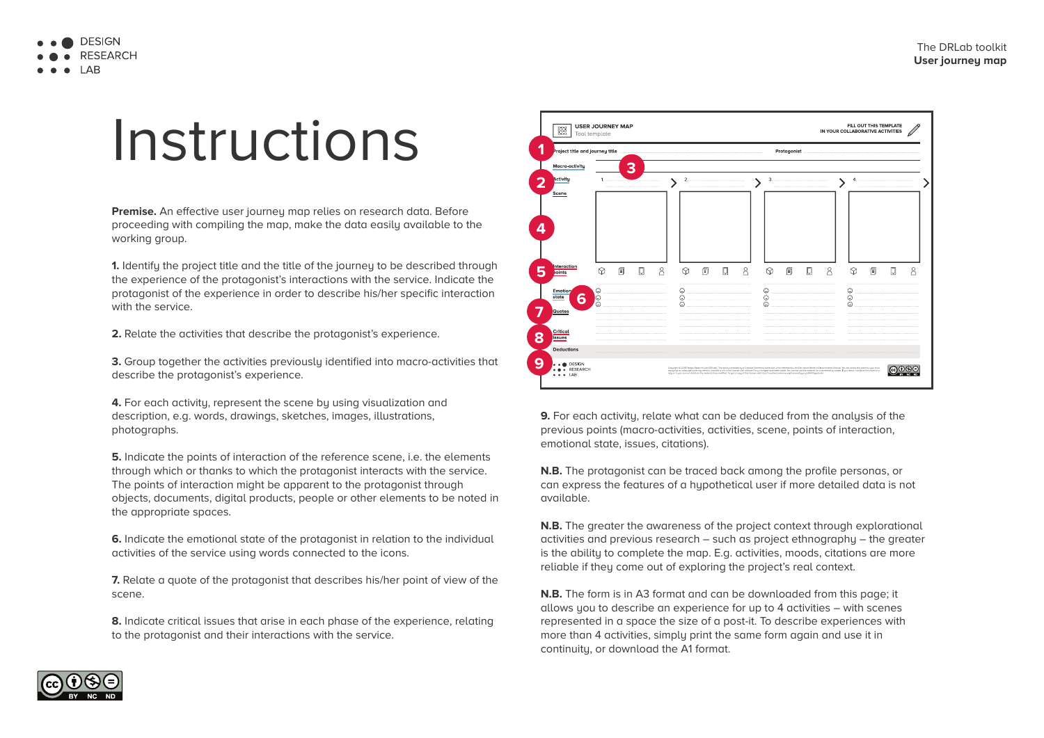# Instructions

**Premise.** An effective user journey map relies on research data. Before proceeding with compiling the map, make the data easily available to the working group.

**1.** Identify the project title and the title of the journey to be described through the experience of the protagonist's interactions with the service. Indicate the protagonist of the experience in order to describe his/her specific interaction with the service.

**2.** Relate the activities that describe the protagonist's experience.

**3.** Group together the activities previously identified into macro-activities that describe the protagonist's experience.

**4.** For each activity, represent the scene by using visualization and description, e.g. words, drawings, sketches, images, illustrations, photographs.

**5.** Indicate the points of interaction of the reference scene, i.e. the elements through which or thanks to which the protagonist interacts with the service. The points of interaction might be apparent to the protagonist through objects, documents, digital products, people or other elements to be noted in the appropriate spaces.

**6.** Indicate the emotional state of the protagonist in relation to the individual activities of the service using words connected to the icons.

**7.** Relate a quote of the protagonist that describes his/her point of view of the scene.

**8.** Indicate critical issues that arise in each phase of the experience, relating to the protagonist and their interactions with the service.

**9.** For each activity, relate what can be deduced from the analysis of the previous points (macro-activities, activities, scene, points of interaction, emotional state, issues, citations).

**N.B.** The protagonist can be traced back among the profile personas, or can express the features of a hypothetical user if more detailed data is not available.

**N.B.** The greater the awareness of the project context through explorational activities and previous research – such as project ethnography – the greater is the ability to complete the map. E.g. activities, moods, citations are more reliable if they come out of exploring the project's real context.

**N.B.** The form is in A3 format and can be downloaded from this page; it allows you to describe an experience for up to 4 activities – with scenes represented in a space the size of a post-it. To describe experiences with more than 4 activities, simply print the same form again and use it in continuity, or download the A1 format.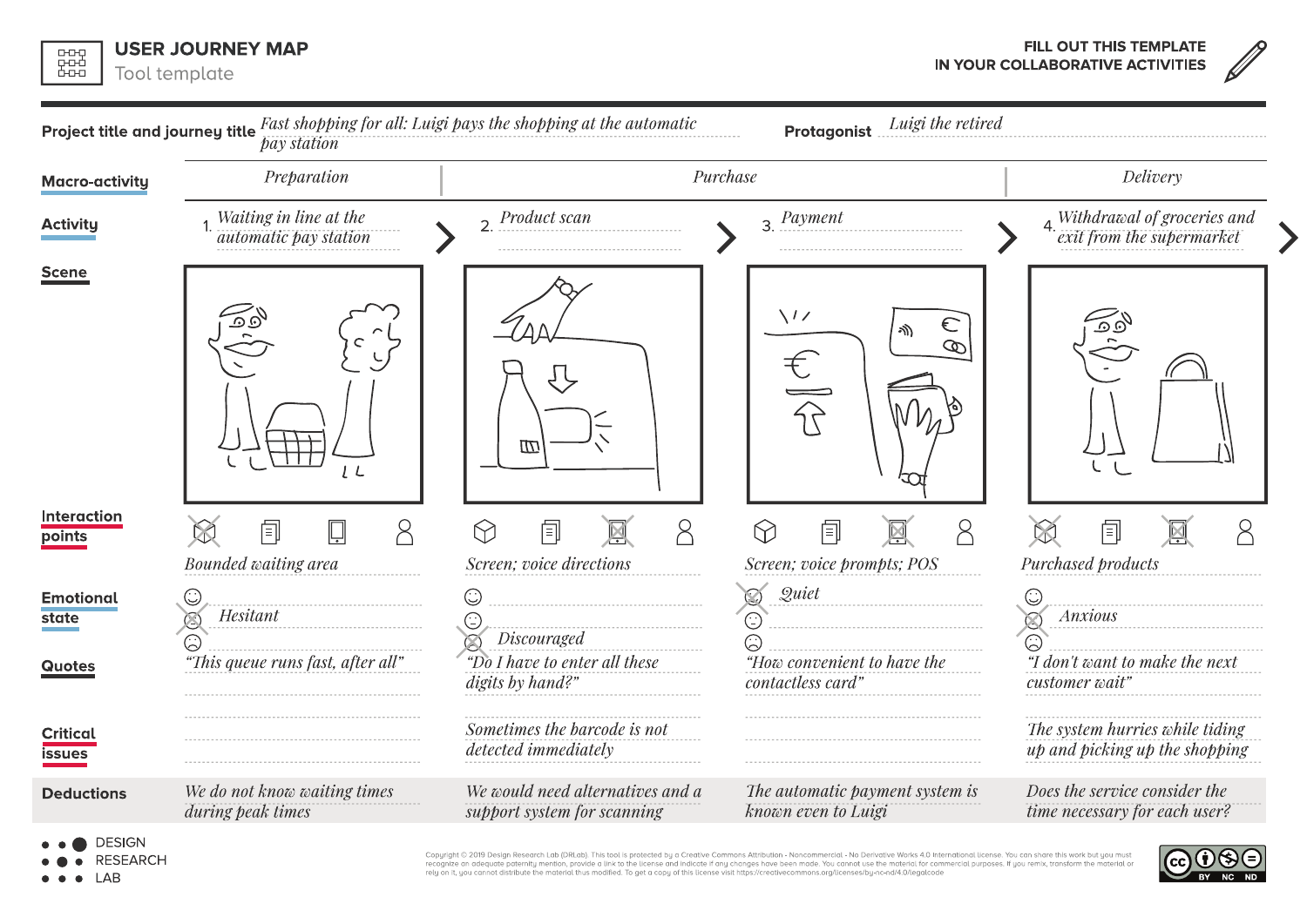# USER JOURNEY MAP
Tool template

FILL OUT THIS TEMPLATE IN YOUR COLLABORATIVE ACTIVITIES

**Project title and journey title** *Fast shopping for all: Luigi pays the shopping at the automatic pay station*

**Protagonist** *Luigi the retired*

| | | | | |
|---|---|---|---|---|
| **Macro-activity** | *Preparation* | *Purchase* | | *Delivery* |
| **Activity** | 1. *Waiting in line at the automatic pay station* | 2. *Product scan* | 3. *Payment* | 4. *Withdrawal of groceries and exit from the supermarket* |
| **Scene** | | | | |
| **Interaction points** | *Bounded waiting area* | *Screen; voice directions* | *Screen; voice prompts; POS* | *Purchased products* |
| **Emotional state** | *Hesitant* | *Discouraged* | *Quiet* | *Anxious* |
| **Quotes** | *"This queue runs fast, after all"* | *"Do I have to enter all these digits by hand?"* | *"How convenient to have the contactless card"* | *"I don't want to make the next customer wait"* |
| **Critical issues** | | *Sometimes the barcode is not detected immediately* | | *The system hurries while tiding up and picking up the shopping* |
| **Deductions** | *We do not know waiting times during peak times* | *We would need alternatives and a support system for scanning* | *The automatic payment system is known even to Luigi* | *Does the service consider the time necessary for each user?* |

DESIGN RESEARCH LAB

Copyright © 2019 Design Research Lab (DRLab). This tool is protected by a Creative Commons Attribution - Noncommercial - No Derivative Works 4.0 International license. You can share this work but you must recognize an adequate paternity mention, provide a link to the license and indicate if any changes have been made. You cannot use the material for commercial purposes. If you remix, transform the material or rely on it, you cannot distribute the material thus modified. To get a copy of this license visit https://creativecommons.org/licenses/by-nc-nd/4.0/legalcode